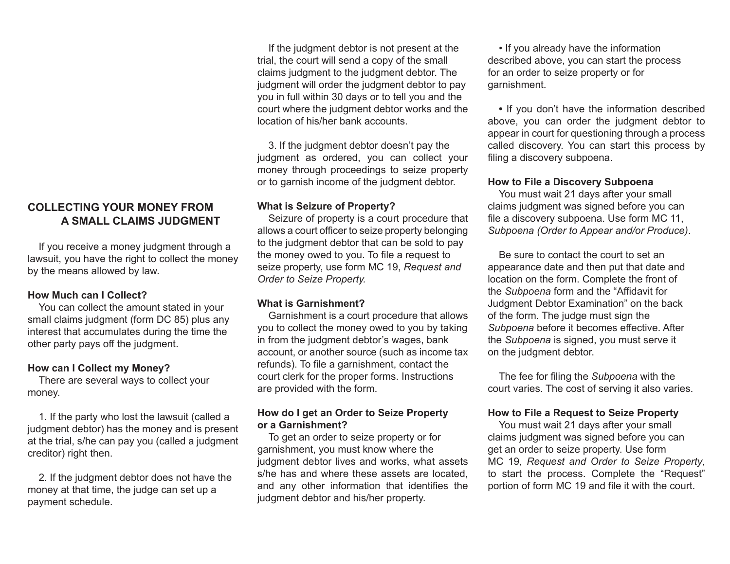# COLLECTING YOUR MONEY FROM A SMALL CLAIMS JUDGMENT

If you receive a money judgment through a lawsuit, you have the right to collect the money by the means allowed by law.

**How Much can I Collect?**

You can collect the amount stated in your small claims judgment (form DC 85) plus any interest that accumulates during the time the other party pays off the judgment.

**How can I Collect my Money?**

There are several ways to collect your money.

1. If the party who lost the lawsuit (called a judgment debtor) has the money and is present at the trial, s/he can pay you (called a judgment creditor) right then.

2. If the judgment debtor does not have the money at that time, the judge can set up a payment schedule.

If the judgment debtor is not present at the trial, the court will send a copy of the small claims judgment to the judgment debtor. The judgment will order the judgment debtor to pay you in full within 30 days or to tell you and the court where the judgment debtor works and the location of his/her bank accounts.

3. If the judgment debtor doesn't pay the judgment as ordered, you can collect your money through proceedings to seize property or to garnish income of the judgment debtor.

**What is Seizure of Property?**

Seizure of property is a court procedure that allows a court officer to seize property belonging to the judgment debtor that can be sold to pay the money owed to you. To file a request to seize property, use form MC 19, *Request and Order to Seize Property.*

**What is Garnishment?**

Garnishment is a court procedure that allows you to collect the money owed to you by taking in from the judgment debtor's wages, bank account, or another source (such as income tax refunds). To file a garnishment, contact the court clerk for the proper forms. Instructions are provided with the form.

**How do I get an Order to Seize Property or a Garnishment?**

To get an order to seize property or for garnishment, you must know where the judgment debtor lives and works, what assets s/he has and where these assets are located, and any other information that identifies the judgment debtor and his/her property.

- If you already have the information described above, you can start the process for an order to seize property or for garnishment.

- If you don't have the information described above, you can order the judgment debtor to appear in court for questioning through a process called discovery. You can start this process by filing a discovery subpoena.

**How to File a Discovery Subpoena**

You must wait 21 days after your small claims judgment was signed before you can file a discovery subpoena. Use form MC 11, *Subpoena (Order to Appear and/or Produce)*.

Be sure to contact the court to set an appearance date and then put that date and location on the form. Complete the front of the *Subpoena* form and the "Affidavit for Judgment Debtor Examination" on the back of the form. The judge must sign the *Subpoena* before it becomes effective. After the *Subpoena* is signed, you must serve it on the judgment debtor.

The fee for filing the *Subpoena* with the court varies. The cost of serving it also varies.

**How to File a Request to Seize Property**

You must wait 21 days after your small claims judgment was signed before you can get an order to seize property. Use form MC 19, *Request and Order to Seize Property*, to start the process. Complete the "Request" portion of form MC 19 and file it with the court.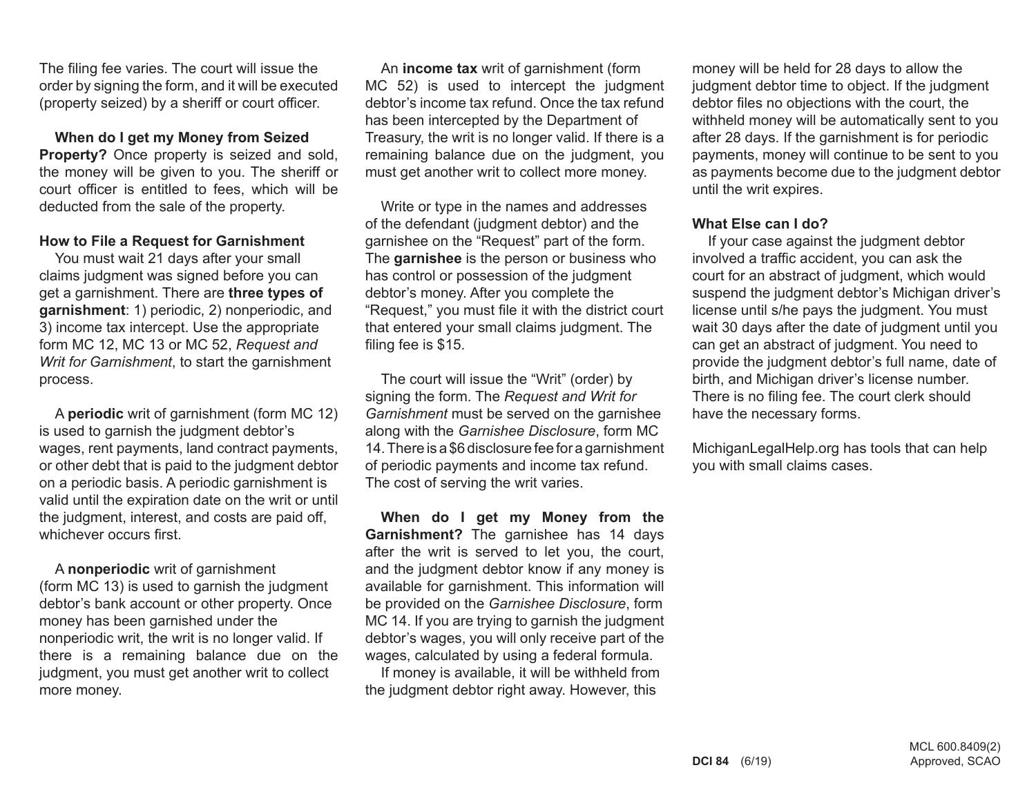The filing fee varies. The court will issue the order by signing the form, and it will be executed (property seized) by a sheriff or court officer.

**When do I get my Money from Seized Property?** Once property is seized and sold, the money will be given to you. The sheriff or court officer is entitled to fees, which will be deducted from the sale of the property.

**How to File a Request for Garnishment**

You must wait 21 days after your small claims judgment was signed before you can get a garnishment. There are **three types of garnishment**: 1) periodic, 2) nonperiodic, and 3) income tax intercept. Use the appropriate form MC 12, MC 13 or MC 52, *Request and Writ for Garnishment*, to start the garnishment process.

A **periodic** writ of garnishment (form MC 12) is used to garnish the judgment debtor's wages, rent payments, land contract payments, or other debt that is paid to the judgment debtor on a periodic basis. A periodic garnishment is valid until the expiration date on the writ or until the judgment, interest, and costs are paid off, whichever occurs first.

A **nonperiodic** writ of garnishment (form MC 13) is used to garnish the judgment debtor's bank account or other property. Once money has been garnished under the nonperiodic writ, the writ is no longer valid. If there is a remaining balance due on the judgment, you must get another writ to collect more money.

An **income tax** writ of garnishment (form MC 52) is used to intercept the judgment debtor's income tax refund. Once the tax refund has been intercepted by the Department of Treasury, the writ is no longer valid. If there is a remaining balance due on the judgment, you must get another writ to collect more money.

Write or type in the names and addresses of the defendant (judgment debtor) and the garnishee on the "Request" part of the form. The **garnishee** is the person or business who has control or possession of the judgment debtor's money. After you complete the "Request," you must file it with the district court that entered your small claims judgment. The filing fee is $15.

The court will issue the "Writ" (order) by signing the form. The *Request and Writ for Garnishment* must be served on the garnishee along with the *Garnishee Disclosure*, form MC 14. There is a $6 disclosure fee for a garnishment of periodic payments and income tax refund. The cost of serving the writ varies.

**When do I get my Money from the Garnishment?** The garnishee has 14 days after the writ is served to let you, the court, and the judgment debtor know if any money is available for garnishment. This information will be provided on the *Garnishee Disclosure*, form MC 14. If you are trying to garnish the judgment debtor's wages, you will only receive part of the wages, calculated by using a federal formula.

If money is available, it will be withheld from the judgment debtor right away. However, this money will be held for 28 days to allow the judgment debtor time to object. If the judgment debtor files no objections with the court, the withheld money will be automatically sent to you after 28 days. If the garnishment is for periodic payments, money will continue to be sent to you as payments become due to the judgment debtor until the writ expires.

**What Else can I do?**

If your case against the judgment debtor involved a traffic accident, you can ask the court for an abstract of judgment, which would suspend the judgment debtor's Michigan driver's license until s/he pays the judgment. You must wait 30 days after the date of judgment until you can get an abstract of judgment. You need to provide the judgment debtor's full name, date of birth, and Michigan driver's license number. There is no filing fee. The court clerk should have the necessary forms.

MichiganLegalHelp.org has tools that can help you with small claims cases.

**DCI 84** (6/19)

MCL 600.8409(2)
Approved, SCAO